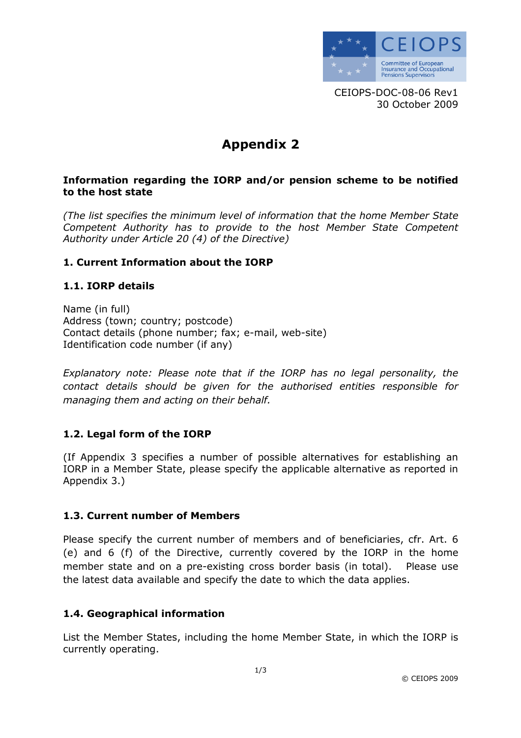CEIOPS-DOC-08-06 Rev1
30 October 2009

# Appendix 2

**Information regarding the IORP and/or pension scheme to be notified to the host state**

*(The list specifies the minimum level of information that the home Member State Competent Authority has to provide to the host Member State Competent Authority under Article 20 (4) of the Directive)*

## 1. Current Information about the IORP

### 1.1. IORP details

Name (in full)
Address (town; country; postcode)
Contact details (phone number; fax; e-mail, web-site)
Identification code number (if any)

*Explanatory note: Please note that if the IORP has no legal personality, the contact details should be given for the authorised entities responsible for managing them and acting on their behalf.*

### 1.2. Legal form of the IORP

(If Appendix 3 specifies a number of possible alternatives for establishing an IORP in a Member State, please specify the applicable alternative as reported in Appendix 3.)

### 1.3. Current number of Members

Please specify the current number of members and of beneficiaries, cfr. Art. 6 (e) and 6 (f) of the Directive, currently covered by the IORP in the home member state and on a pre-existing cross border basis (in total). Please use the latest data available and specify the date to which the data applies.

### 1.4. Geographical information

List the Member States, including the home Member State, in which the IORP is currently operating.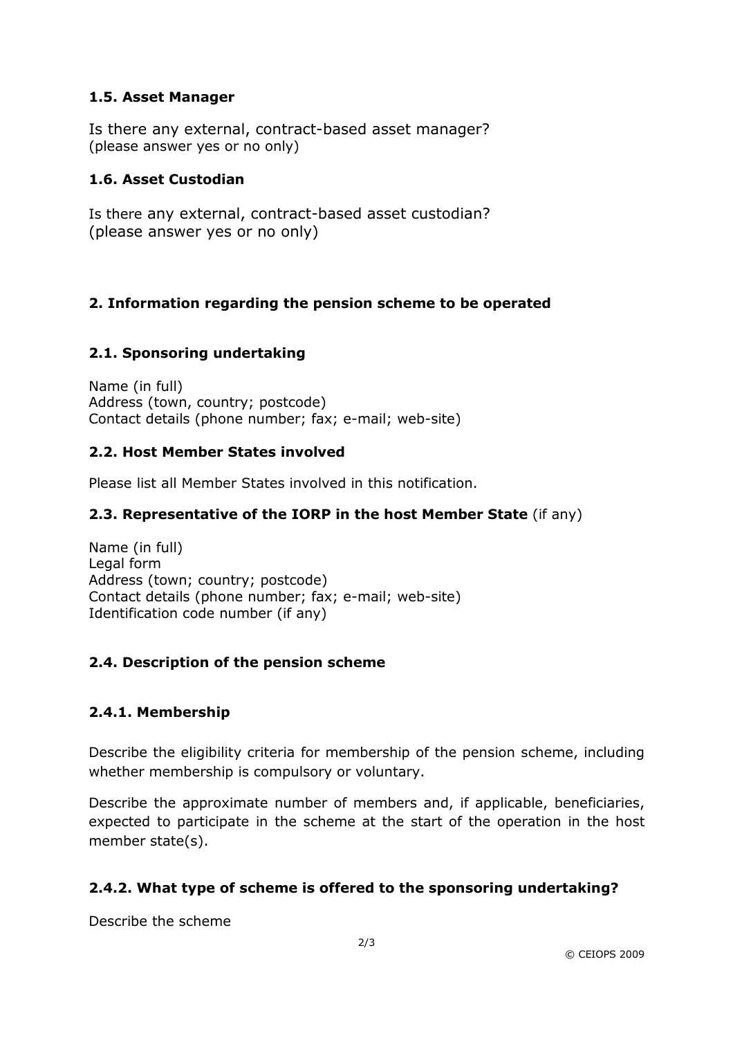### 1.5. Asset Manager

Is there any external, contract-based asset manager?
(please answer yes or no only)

### 1.6. Asset Custodian

Is there any external, contract-based asset custodian?
(please answer yes or no only)

## 2. Information regarding the pension scheme to be operated

### 2.1. Sponsoring undertaking

Name (in full)
Address (town, country; postcode)
Contact details (phone number; fax; e-mail; web-site)

### 2.2. Host Member States involved

Please list all Member States involved in this notification.

### 2.3. Representative of the IORP in the host Member State (if any)

Name (in full)
Legal form
Address (town; country; postcode)
Contact details (phone number; fax; e-mail; web-site)
Identification code number (if any)

### 2.4. Description of the pension scheme

#### 2.4.1. Membership

Describe the eligibility criteria for membership of the pension scheme, including whether membership is compulsory or voluntary.

Describe the approximate number of members and, if applicable, beneficiaries, expected to participate in the scheme at the start of the operation in the host member state(s).

#### 2.4.2. What type of scheme is offered to the sponsoring undertaking?

Describe the scheme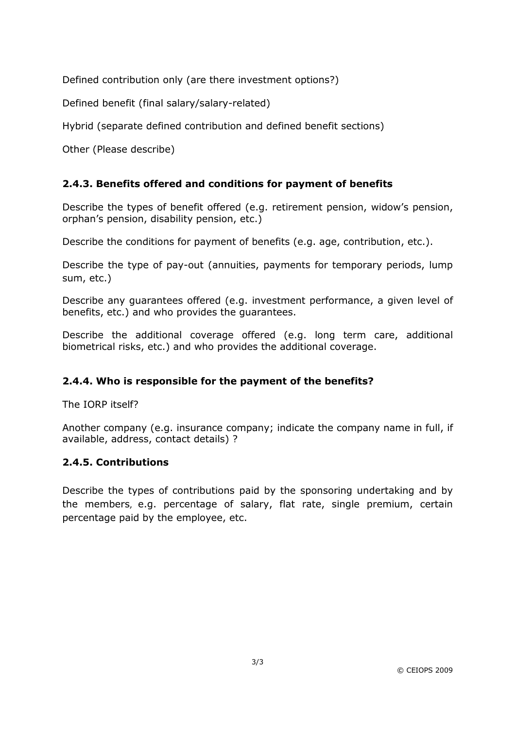Defined contribution only (are there investment options?)

Defined benefit (final salary/salary-related)

Hybrid (separate defined contribution and defined benefit sections)

Other (Please describe)

### 2.4.3. Benefits offered and conditions for payment of benefits

Describe the types of benefit offered (e.g. retirement pension, widow's pension, orphan's pension, disability pension, etc.)

Describe the conditions for payment of benefits (e.g. age, contribution, etc.).

Describe the type of pay-out (annuities, payments for temporary periods, lump sum, etc.)

Describe any guarantees offered (e.g. investment performance, a given level of benefits, etc.) and who provides the guarantees.

Describe the additional coverage offered (e.g. long term care, additional biometrical risks, etc.) and who provides the additional coverage.

### 2.4.4. Who is responsible for the payment of the benefits?

The IORP itself?

Another company (e.g. insurance company; indicate the company name in full, if available, address, contact details) ?

### 2.4.5. Contributions

Describe the types of contributions paid by the sponsoring undertaking and by the members, e.g. percentage of salary, flat rate, single premium, certain percentage paid by the employee, etc.

© CEIOPS 2009